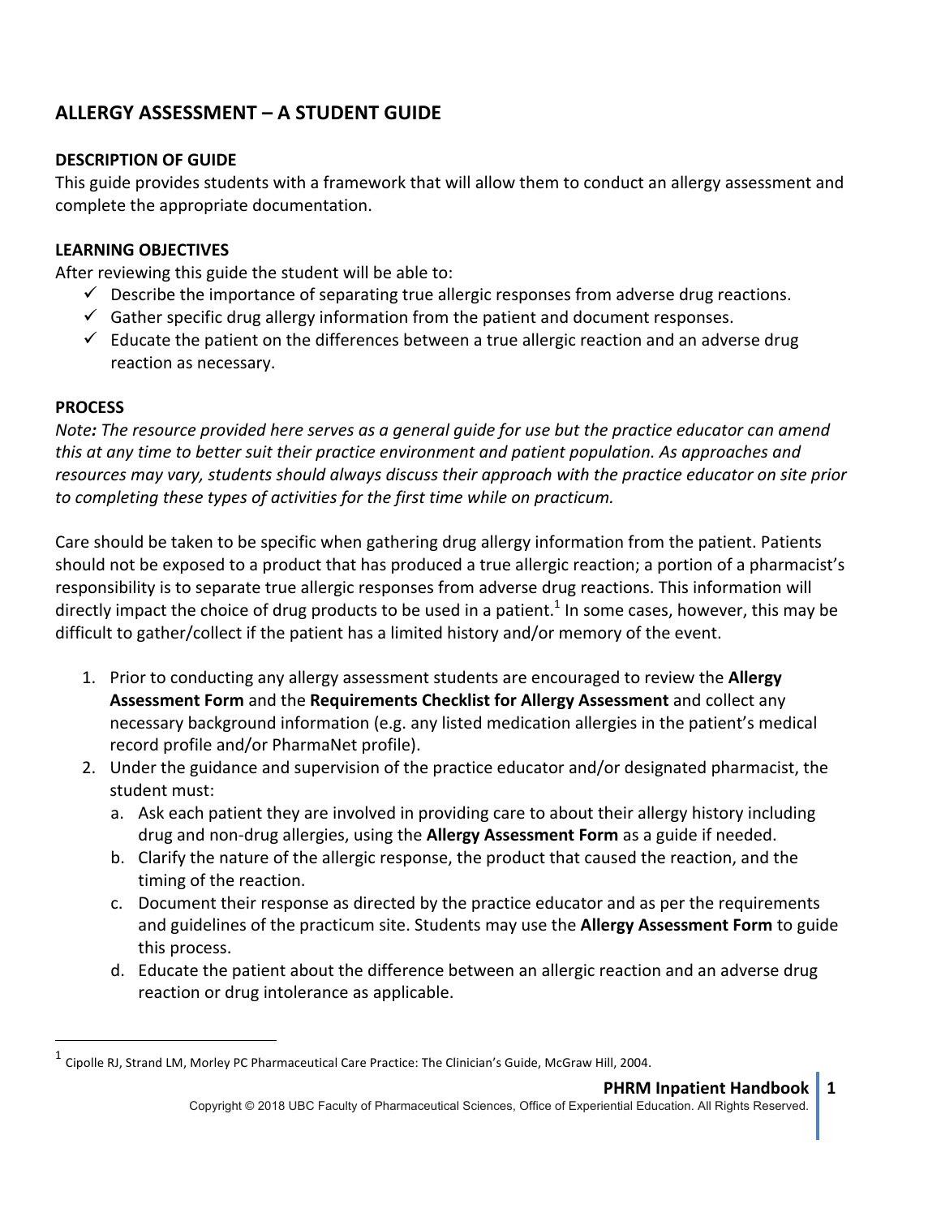## ALLERGY ASSESSMENT – A STUDENT GUIDE

**DESCRIPTION OF GUIDE**

This guide provides students with a framework that will allow them to conduct an allergy assessment and complete the appropriate documentation.

**LEARNING OBJECTIVES**

After reviewing this guide the student will be able to:

- ✓ Describe the importance of separating true allergic responses from adverse drug reactions.
- ✓ Gather specific drug allergy information from the patient and document responses.
- ✓ Educate the patient on the differences between a true allergic reaction and an adverse drug reaction as necessary.

**PROCESS**

*Note**:** The resource provided here serves as a general guide for use but the practice educator can amend this at any time to better suit their practice environment and patient population. As approaches and resources may vary, students should always discuss their approach with the practice educator on site prior to completing these types of activities for the first time while on practicum.*

Care should be taken to be specific when gathering drug allergy information from the patient. Patients should not be exposed to a product that has produced a true allergic reaction; a portion of a pharmacist's responsibility is to separate true allergic responses from adverse drug reactions. This information will directly impact the choice of drug products to be used in a patient.[1] In some cases, however, this may be difficult to gather/collect if the patient has a limited history and/or memory of the event.

1. Prior to conducting any allergy assessment students are encouraged to review the **Allergy Assessment Form** and the **Requirements Checklist for Allergy Assessment** and collect any necessary background information (e.g. any listed medication allergies in the patient's medical record profile and/or PharmaNet profile).
2. Under the guidance and supervision of the practice educator and/or designated pharmacist, the student must:
   a. Ask each patient they are involved in providing care to about their allergy history including drug and non-drug allergies, using the **Allergy Assessment Form** as a guide if needed.
   b. Clarify the nature of the allergic response, the product that caused the reaction, and the timing of the reaction.
   c. Document their response as directed by the practice educator and as per the requirements and guidelines of the practicum site. Students may use the **Allergy Assessment Form** to guide this process.
   d. Educate the patient about the difference between an allergic reaction and an adverse drug reaction or drug intolerance as applicable.

---

[1] Cipolle RJ, Strand LM, Morley PC Pharmaceutical Care Practice: The Clinician's Guide, McGraw Hill, 2004.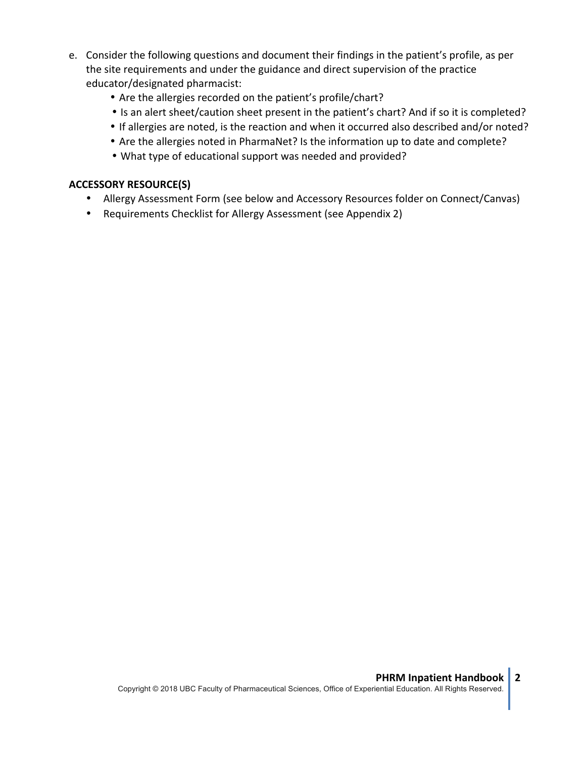e. Consider the following questions and document their findings in the patient's profile, as per the site requirements and under the guidance and direct supervision of the practice educator/designated pharmacist:
    - Are the allergies recorded on the patient's profile/chart?
    - Is an alert sheet/caution sheet present in the patient's chart? And if so it is completed?
    - If allergies are noted, is the reaction and when it occurred also described and/or noted?
    - Are the allergies noted in PharmaNet? Is the information up to date and complete?
    - What type of educational support was needed and provided?

**ACCESSORY RESOURCE(S)**

- Allergy Assessment Form (see below and Accessory Resources folder on Connect/Canvas)
- Requirements Checklist for Allergy Assessment (see Appendix 2)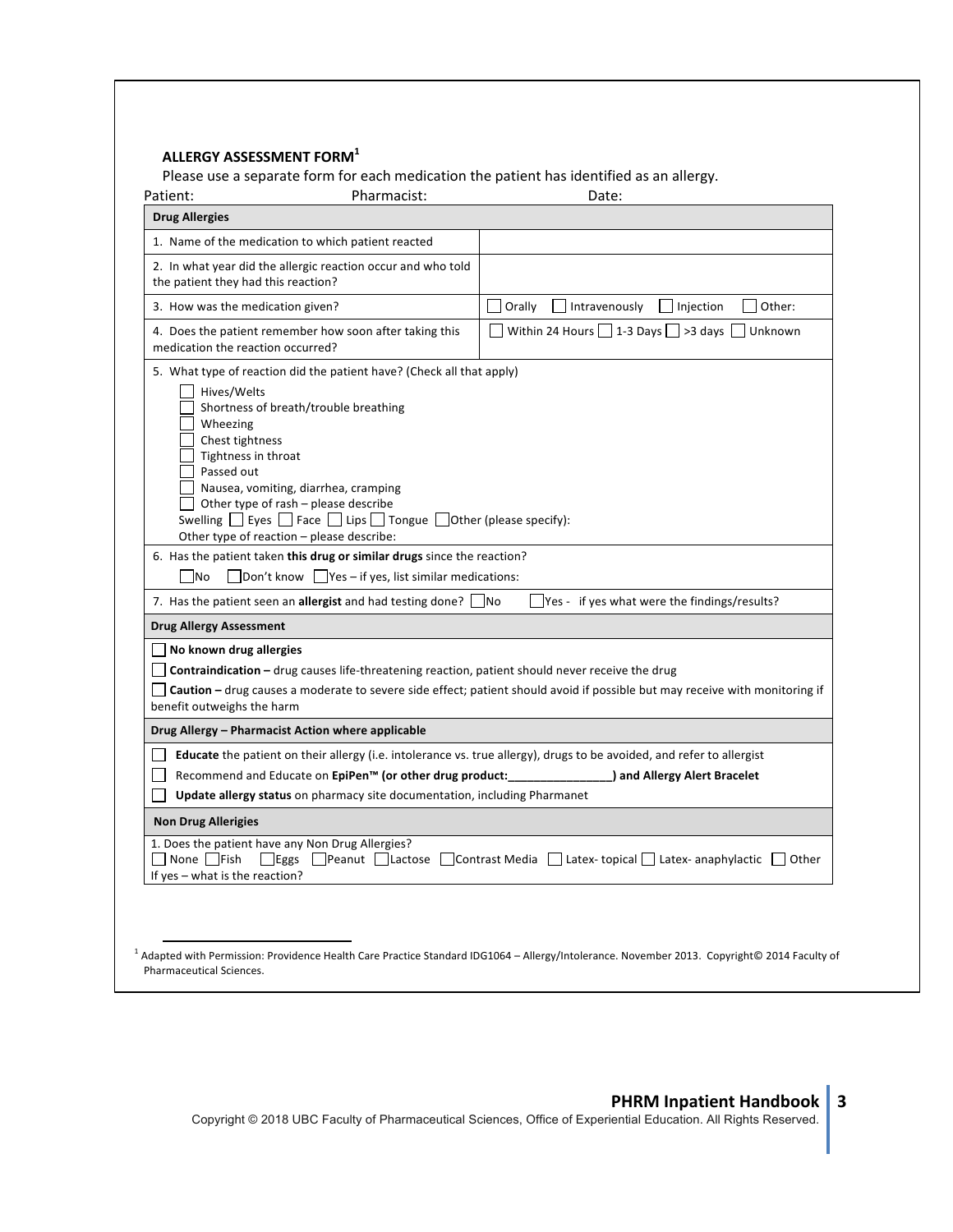## ALLERGY ASSESSMENT FORM[1]

Please use a separate form for each medication the patient has identified as an allergy.

Patient: Pharmacist: Date:

| **Drug Allergies** | |
|---|---|
| 1. Name of the medication to which patient reacted | |
| 2. In what year did the allergic reaction occur and who told the patient they had this reaction? | |
| 3. How was the medication given? | ☐ Orally ☐ Intravenously ☐ Injection ☐ Other: |
| 4. Does the patient remember how soon after taking this medication the reaction occurred? | ☐ Within 24 Hours ☐ 1-3 Days ☐ >3 days ☐ Unknown |
| 5. What type of reaction did the patient have? (Check all that apply)<br>☐ Hives/Welts<br>☐ Shortness of breath/trouble breathing<br>☐ Wheezing<br>☐ Chest tightness<br>☐ Tightness in throat<br>☐ Passed out<br>☐ Nausea, vomiting, diarrhea, cramping<br>☐ Other type of rash – please describe<br>Swelling ☐ Eyes ☐ Face ☐ Lips ☐ Tongue ☐ Other (please specify):<br>Other type of reaction – please describe: | |
| 6. Has the patient taken **this drug or similar drugs** since the reaction?<br>☐ No ☐ Don't know ☐ Yes – if yes, list similar medications: | |
| 7. Has the patient seen an **allergist** and had testing done? ☐ No ☐ Yes - if yes what were the findings/results? | |
| **Drug Allergy Assessment** | |
| ☐ **No known drug allergies**<br>☐ **Contraindication –** drug causes life-threatening reaction, patient should never receive the drug<br>☐ **Caution –** drug causes a moderate to severe side effect; patient should avoid if possible but may receive with monitoring if benefit outweighs the harm | |
| **Drug Allergy – Pharmacist Action where applicable** | |
| ☐ **Educate** the patient on their allergy (i.e. intolerance vs. true allergy), drugs to be avoided, and refer to allergist<br>☐ Recommend and Educate on **EpiPen™ (or other drug product:________________) and Allergy Alert Bracelet**<br>☐ **Update allergy status** on pharmacy site documentation, including Pharmanet | |
| **Non Drug Allerigies** | |
| 1. Does the patient have any Non Drug Allergies?<br>☐ None ☐ Fish ☐ Eggs ☐ Peanut ☐ Lactose ☐ Contrast Media ☐ Latex- topical ☐ Latex- anaphylactic ☐ Other<br>If yes – what is the reaction? | |

[1] Adapted with Permission: Providence Health Care Practice Standard IDG1064 – Allergy/Intolerance. November 2013. Copyright© 2014 Faculty of Pharmaceutical Sciences.